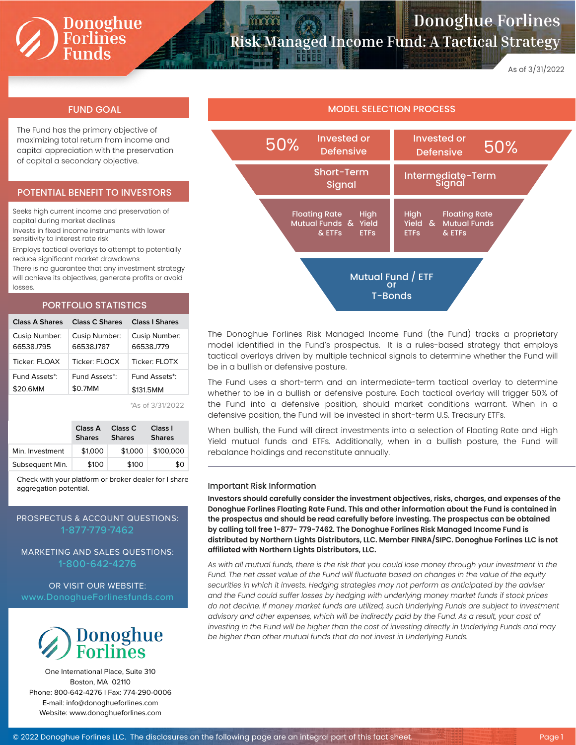# Donoghue Forlines Risk Managed Income Fund: A Tactical Strategy

As of 3/31/2022

## FUND GOAL

The Fund has the primary objective of maximizing total return from income and capital appreciation with the preservation of capital a secondary objective.

## POTENTIAL BENEFIT TO INVESTORS

Seeks high current income and preservation of capital during market declines

Invests in fixed income instruments with lower sensitivity to interest rate risk

Employs tactical overlays to attempt to potentially reduce significant market drawdowns

There is no guarantee that any investment strategy will achieve its objectives, generate profits or avoid losses.

## PORTFOLIO STATISTICS

| Class A Shares | Class C Shares | Class I Shares |
|---|---|---|
| Cusip Number: 66538J795 | Cusip Number: 66538J787 | Cusip Number: 66538J779 |
| Ticker: FLOAX | Ticker: FLOCX | Ticker: FLOTX |
| Fund Assets*: $20.6MM | Fund Assets*: $0.7MM | Fund Assets*: $131.5MM |

*As of 3/31/2022

| | Class A Shares | Class C Shares | Class I Shares |
|---|---|---|---|
| Min. Investment | $1,000 | $1,000 | $100,000 |
| Subsequent Min. | $100 | $100 | $0 |

Check with your platform or broker dealer for I share aggregation potential.

PROSPECTUS & ACCOUNT QUESTIONS: 1-877-779-7462

MARKETING AND SALES QUESTIONS: 1-800-642-4276

OR VISIT OUR WEBSITE: www.DonoghueForlinesfunds.com

Donoghue Forlines

One International Place, Suite 310
Boston, MA 02110
Phone: 800-642-4276 I Fax: 774-290-0006
E-mail: info@donoghueforlines.com
Website: www.donoghueforlines.com

## MODEL SELECTION PROCESS

| 50% Invested or Defensive | Invested or Defensive 50% |
|---|---|
| Short-Term Signal | Intermediate-Term Signal |
| Floating Rate Mutual Funds & ETFs & High Yield ETFs | High Yield ETFs & Floating Rate Mutual Funds & ETFs |

Mutual Fund / ETF or T-Bonds

The Donoghue Forlines Risk Managed Income Fund (the Fund) tracks a proprietary model identified in the Fund's prospectus. It is a rules-based strategy that employs tactical overlays driven by multiple technical signals to determine whether the Fund will be in a bullish or defensive posture.

The Fund uses a short-term and an intermediate-term tactical overlay to determine whether to be in a bullish or defensive posture. Each tactical overlay will trigger 50% of the Fund into a defensive position, should market conditions warrant. When in a defensive position, the Fund will be invested in short-term U.S. Treasury ETFs.

When bullish, the Fund will direct investments into a selection of Floating Rate and High Yield mutual funds and ETFs. Additionally, when in a bullish posture, the Fund will rebalance holdings and reconstitute annually.

### Important Risk Information

**Investors should carefully consider the investment objectives, risks, charges, and expenses of the Donoghue Forlines Floating Rate Fund. This and other information about the Fund is contained in the prospectus and should be read carefully before investing. The prospectus can be obtained by calling toll free 1-877- 779-7462. The Donoghue Forlines Risk Managed Income Fund is distributed by Northern Lights Distributors, LLC. Member FINRA/SIPC. Donoghue Forlines LLC is not affiliated with Northern Lights Distributors, LLC.**

*As with all mutual funds, there is the risk that you could lose money through your investment in the Fund. The net asset value of the Fund will fluctuate based on changes in the value of the equity securities in which it invests. Hedging strategies may not perform as anticipated by the adviser and the Fund could suffer losses by hedging with underlying money market funds if stock prices do not decline. If money market funds are utilized, such Underlying Funds are subject to investment advisory and other expenses, which will be indirectly paid by the Fund. As a result, your cost of investing in the Fund will be higher than the cost of investing directly in Underlying Funds and may be higher than other mutual funds that do not invest in Underlying Funds.*

© 2022 Donoghue Forlines LLC. The disclosures on the following page are an integral part of this fact sheet.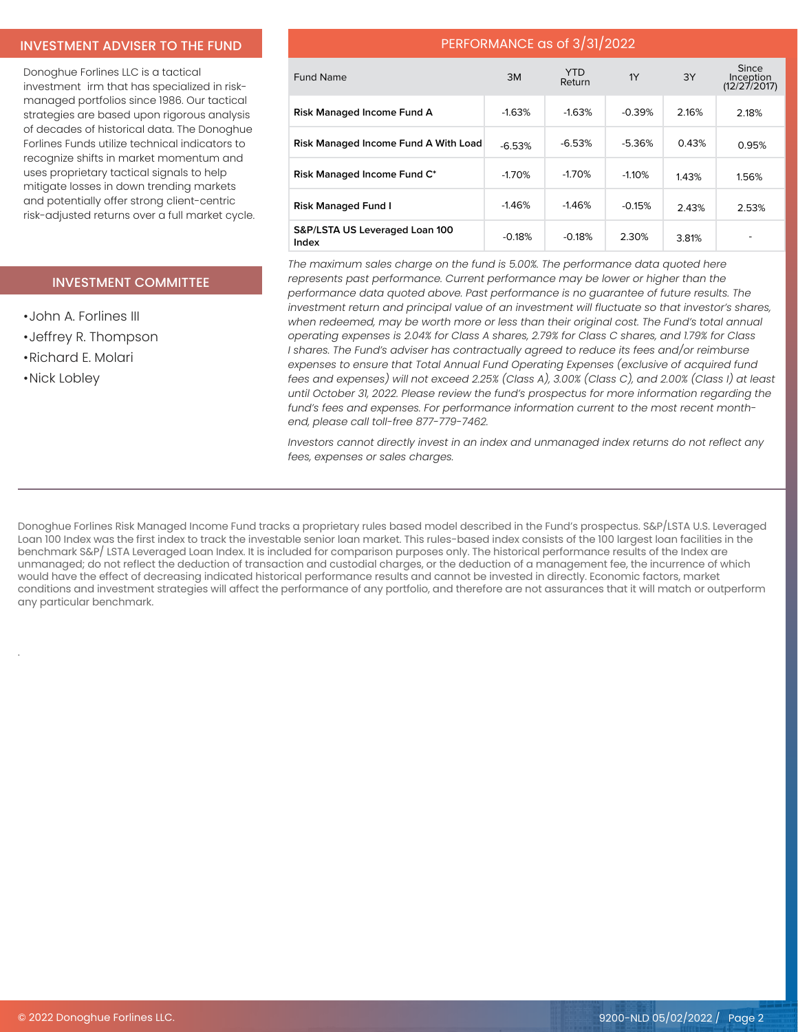## INVESTMENT ADVISER TO THE FUND

Donoghue Forlines LLC is a tactical investment irm that has specialized in risk-managed portfolios since 1986. Our tactical strategies are based upon rigorous analysis of decades of historical data. The Donoghue Forlines Funds utilize technical indicators to recognize shifts in market momentum and uses proprietary tactical signals to help mitigate losses in down trending markets and potentially offer strong client-centric risk-adjusted returns over a full market cycle.

## INVESTMENT COMMITTEE

- John A. Forlines III
- Jeffrey R. Thompson
- Richard E. Molari
- Nick Lobley

## PERFORMANCE as of 3/31/2022

| Fund Name | 3M | YTD Return | 1Y | 3Y | Since Inception (12/27/2017) |
|---|---|---|---|---|---|
| **Risk Managed Income Fund A** | -1.63% | -1.63% | -0.39% | 2.16% | 2.18% |
| **Risk Managed Income Fund A With Load** | -6.53% | -6.53% | -5.36% | 0.43% | 0.95% |
| **Risk Managed Income Fund C*** | -1.70% | -1.70% | -1.10% | 1.43% | 1.56% |
| **Risk Managed Fund I** | -1.46% | -1.46% | -0.15% | 2.43% | 2.53% |
| **S&P/LSTA US Leveraged Loan 100 Index** | -0.18% | -0.18% | 2.30% | 3.81% | - |

*The maximum sales charge on the fund is 5.00%. The performance data quoted here represents past performance. Current performance may be lower or higher than the performance data quoted above. Past performance is no guarantee of future results. The investment return and principal value of an investment will fluctuate so that investor's shares, when redeemed, may be worth more or less than their original cost. The Fund's total annual operating expenses is 2.04% for Class A shares, 2.79% for Class C shares, and 1.79% for Class I shares. The Fund's adviser has contractually agreed to reduce its fees and/or reimburse expenses to ensure that Total Annual Fund Operating Expenses (exclusive of acquired fund fees and expenses) will not exceed 2.25% (Class A), 3.00% (Class C), and 2.00% (Class I) at least until October 31, 2022. Please review the fund's prospectus for more information regarding the fund's fees and expenses. For performance information current to the most recent month-end, please call toll-free 877-779-7462.*

*Investors cannot directly invest in an index and unmanaged index returns do not reflect any fees, expenses or sales charges.*

---

Donoghue Forlines Risk Managed Income Fund tracks a proprietary rules based model described in the Fund's prospectus. S&P/LSTA U.S. Leveraged Loan 100 Index was the first index to track the investable senior loan market. This rules-based index consists of the 100 largest loan facilities in the benchmark S&P/ LSTA Leveraged Loan Index. It is included for comparison purposes only. The historical performance results of the Index are unmanaged; do not reflect the deduction of transaction and custodial charges, or the deduction of a management fee, the incurrence of which would have the effect of decreasing indicated historical performance results and cannot be invested in directly. Economic factors, market conditions and investment strategies will affect the performance of any portfolio, and therefore are not assurances that it will match or outperform any particular benchmark.

© 2022 Donoghue Forlines LLC.

9200-NLD 05/02/2022